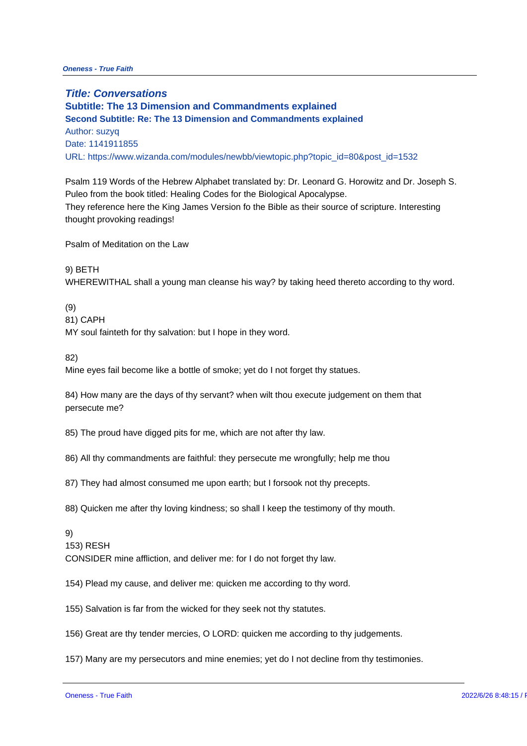# Title: Conversations

## Subtitle: The 13 Dimension and Commandments explained

### Second Subtitle: Re: The 13 Dimension and Commandments explained

Author: suzyq

Date: 1141911855

URL: https://www.wizanda.com/modules/newbb/viewtopic.php?topic_id=80&post_id=1532

Psalm 119 Words of the Hebrew Alphabet translated by: Dr. Leonard G. Horowitz and Dr. Joseph S. Puleo from the book titled: Healing Codes for the Biological Apocalypse.
They reference here the King James Version fo the Bible as their source of scripture. Interesting thought provoking readings!

Psalm of Meditation on the Law

9) BETH
WHEREWITHAL shall a young man cleanse his way? by taking heed thereto according to thy word.

(9)
81) CAPH
MY soul fainteth for thy salvation: but I hope in they word.

82)
Mine eyes fail become like a bottle of smoke; yet do I not forget thy statues.

84) How many are the days of thy servant? when wilt thou execute judgement on them that persecute me?

85) The proud have digged pits for me, which are not after thy law.

86) All thy commandments are faithful: they persecute me wrongfully; help me thou

87) They had almost consumed me upon earth; but I forsook not thy precepts.

88) Quicken me after thy loving kindness; so shall I keep the testimony of thy mouth.

9)
153) RESH
CONSIDER mine affliction, and deliver me: for I do not forget thy law.

154) Plead my cause, and deliver me: quicken me according to thy word.

155) Salvation is far from the wicked for they seek not thy statutes.

156) Great are thy tender mercies, O LORD: quicken me according to thy judgements.

157) Many are my persecutors and mine enemies; yet do I not decline from thy testimonies.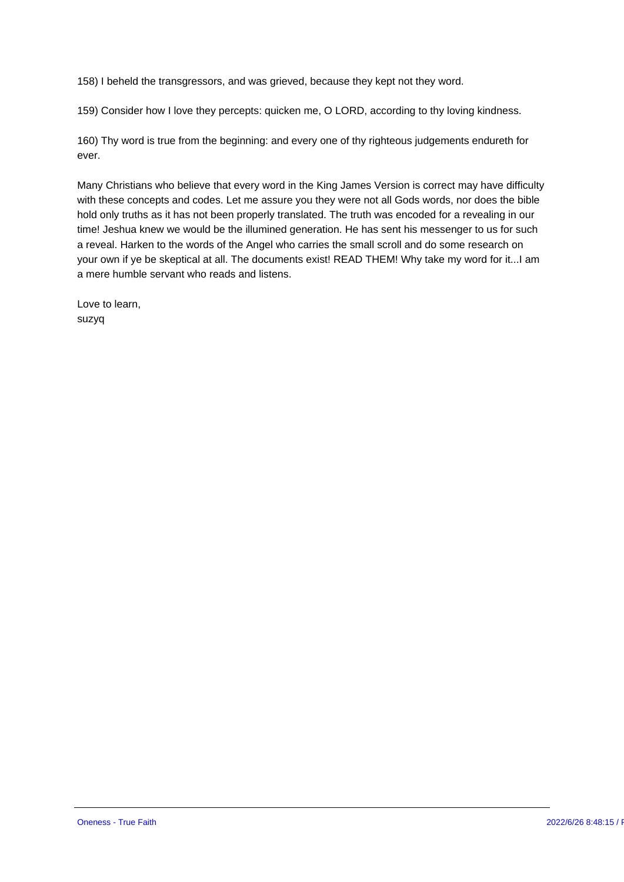158) I beheld the transgressors, and was grieved, because they kept not they word.

159) Consider how I love they percepts: quicken me, O LORD, according to thy loving kindness.

160) Thy word is true from the beginning: and every one of thy righteous judgements endureth for ever.

Many Christians who believe that every word in the King James Version is correct may have difficulty with these concepts and codes. Let me assure you they were not all Gods words, nor does the bible hold only truths as it has not been properly translated. The truth was encoded for a revealing in our time! Jeshua knew we would be the illumined generation. He has sent his messenger to us for such a reveal. Harken to the words of the Angel who carries the small scroll and do some research on your own if ye be skeptical at all. The documents exist! READ THEM! Why take my word for it...I am a mere humble servant who reads and listens.

Love to learn,
suzyq